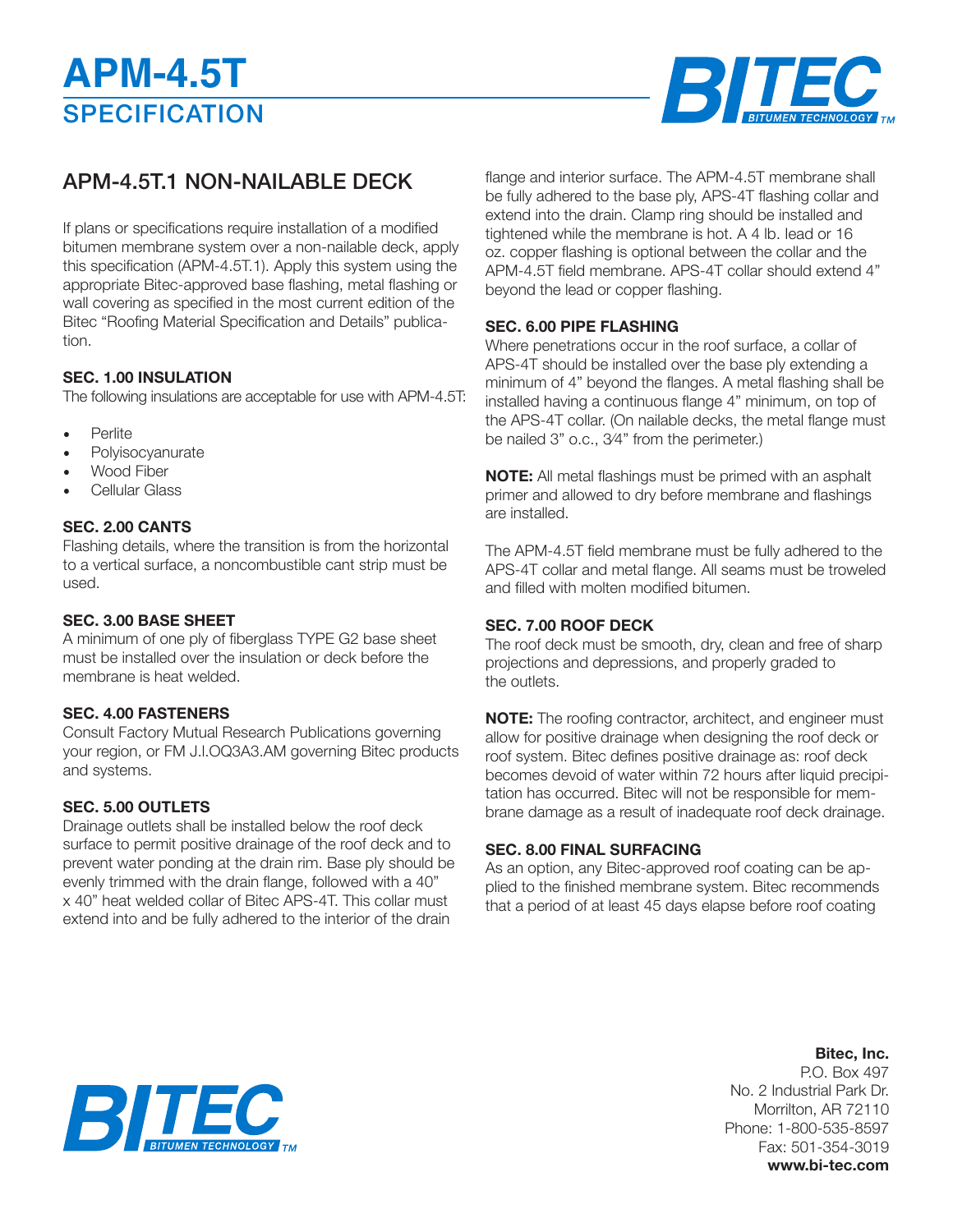# APM-4.5T

## SPECIFICATION

## APM-4.5T.1 NON-NAILABLE DECK

If plans or specifications require installation of a modified bitumen membrane system over a non-nailable deck, apply this specification (APM-4.5T.1). Apply this system using the appropriate Bitec-approved base flashing, metal flashing or wall covering as specified in the most current edition of the Bitec "Roofing Material Specification and Details" publication.

### SEC. 1.00 INSULATION

The following insulations are acceptable for use with APM-4.5T:

- Perlite
- Polyisocyanurate
- Wood Fiber
- Cellular Glass

### SEC. 2.00 CANTS

Flashing details, where the transition is from the horizontal to a vertical surface, a noncombustible cant strip must be used.

### SEC. 3.00 BASE SHEET

A minimum of one ply of fiberglass TYPE G2 base sheet must be installed over the insulation or deck before the membrane is heat welded.

### SEC. 4.00 FASTENERS

Consult Factory Mutual Research Publications governing your region, or FM J.I.OQ3A3.AM governing Bitec products and systems.

### SEC. 5.00 OUTLETS

Drainage outlets shall be installed below the roof deck surface to permit positive drainage of the roof deck and to prevent water ponding at the drain rim. Base ply should be evenly trimmed with the drain flange, followed with a 40" x 40" heat welded collar of Bitec APS-4T. This collar must extend into and be fully adhered to the interior of the drain flange and interior surface. The APM-4.5T membrane shall be fully adhered to the base ply, APS-4T flashing collar and extend into the drain. Clamp ring should be installed and tightened while the membrane is hot. A 4 lb. lead or 16 oz. copper flashing is optional between the collar and the APM-4.5T field membrane. APS-4T collar should extend 4" beyond the lead or copper flashing.

### SEC. 6.00 PIPE FLASHING

Where penetrations occur in the roof surface, a collar of APS-4T should be installed over the base ply extending a minimum of 4" beyond the flanges. A metal flashing shall be installed having a continuous flange 4" minimum, on top of the APS-4T collar. (On nailable decks, the metal flange must be nailed 3" o.c., 3⁄4" from the perimeter.)

**NOTE:** All metal flashings must be primed with an asphalt primer and allowed to dry before membrane and flashings are installed.

The APM-4.5T field membrane must be fully adhered to the APS-4T collar and metal flange. All seams must be troweled and filled with molten modified bitumen.

### SEC. 7.00 ROOF DECK

The roof deck must be smooth, dry, clean and free of sharp projections and depressions, and properly graded to the outlets.

**NOTE:** The roofing contractor, architect, and engineer must allow for positive drainage when designing the roof deck or roof system. Bitec defines positive drainage as: roof deck becomes devoid of water within 72 hours after liquid precipitation has occurred. Bitec will not be responsible for membrane damage as a result of inadequate roof deck drainage.

### SEC. 8.00 FINAL SURFACING

As an option, any Bitec-approved roof coating can be applied to the finished membrane system. Bitec recommends that a period of at least 45 days elapse before roof coating

**Bitec, Inc.**
P.O. Box 497
No. 2 Industrial Park Dr.
Morrilton, AR 72110
Phone: 1-800-535-8597
Fax: 501-354-3019
**www.bi-tec.com**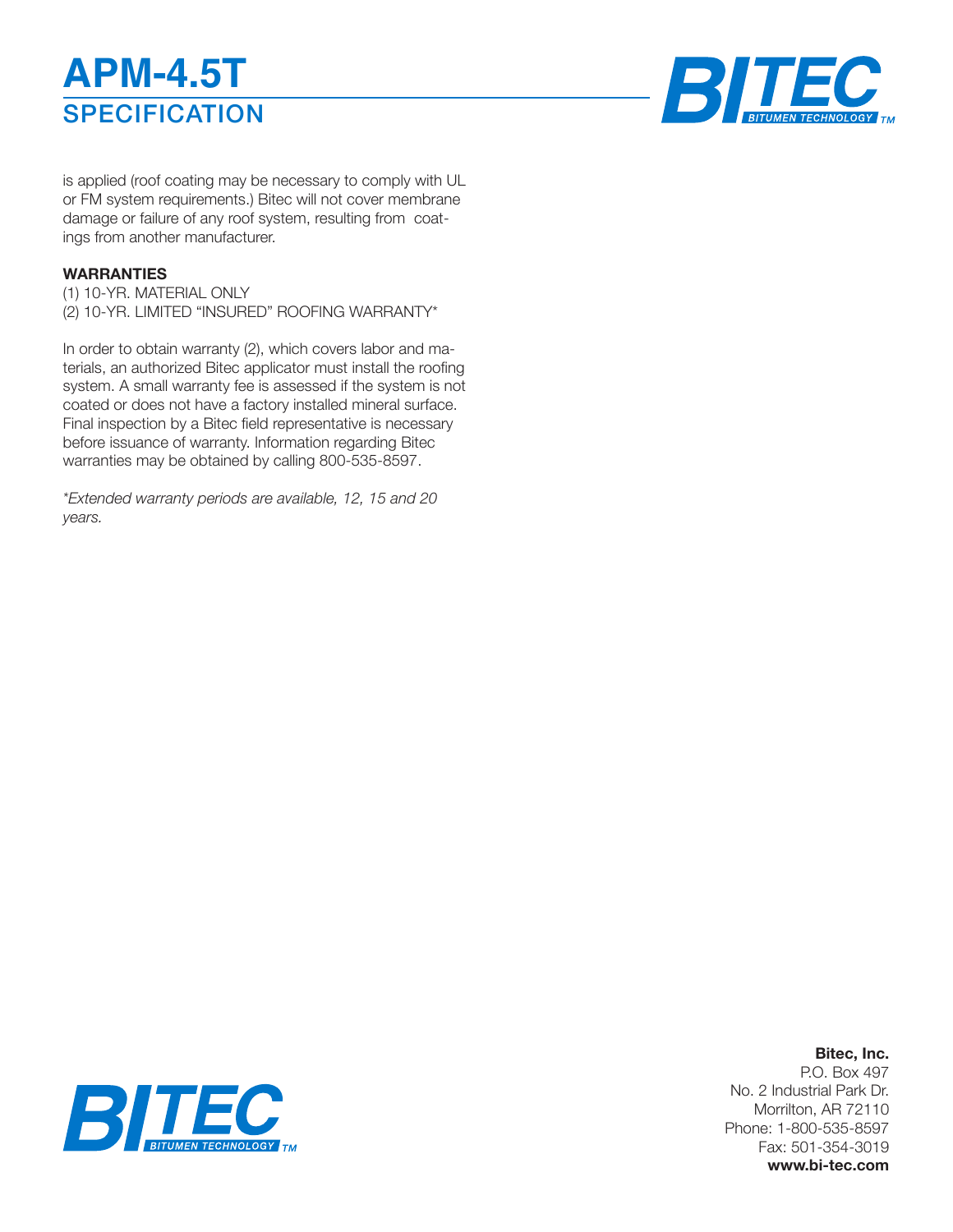is applied (roof coating may be necessary to comply with UL or FM system requirements.) Bitec will not cover membrane damage or failure of any roof system, resulting from coatings from another manufacturer.

**WARRANTIES**

(1) 10-YR. MATERIAL ONLY
(2) 10-YR. LIMITED "INSURED" ROOFING WARRANTY*

In order to obtain warranty (2), which covers labor and materials, an authorized Bitec applicator must install the roofing system. A small warranty fee is assessed if the system is not coated or does not have a factory installed mineral surface. Final inspection by a Bitec field representative is necessary before issuance of warranty. Information regarding Bitec warranties may be obtained by calling 800-535-8597.

*\*Extended warranty periods are available, 12, 15 and 20 years.*

**Bitec, Inc.**
P.O. Box 497
No. 2 Industrial Park Dr.
Morrilton, AR 72110
Phone: 1-800-535-8597
Fax: 501-354-3019
**www.bi-tec.com**